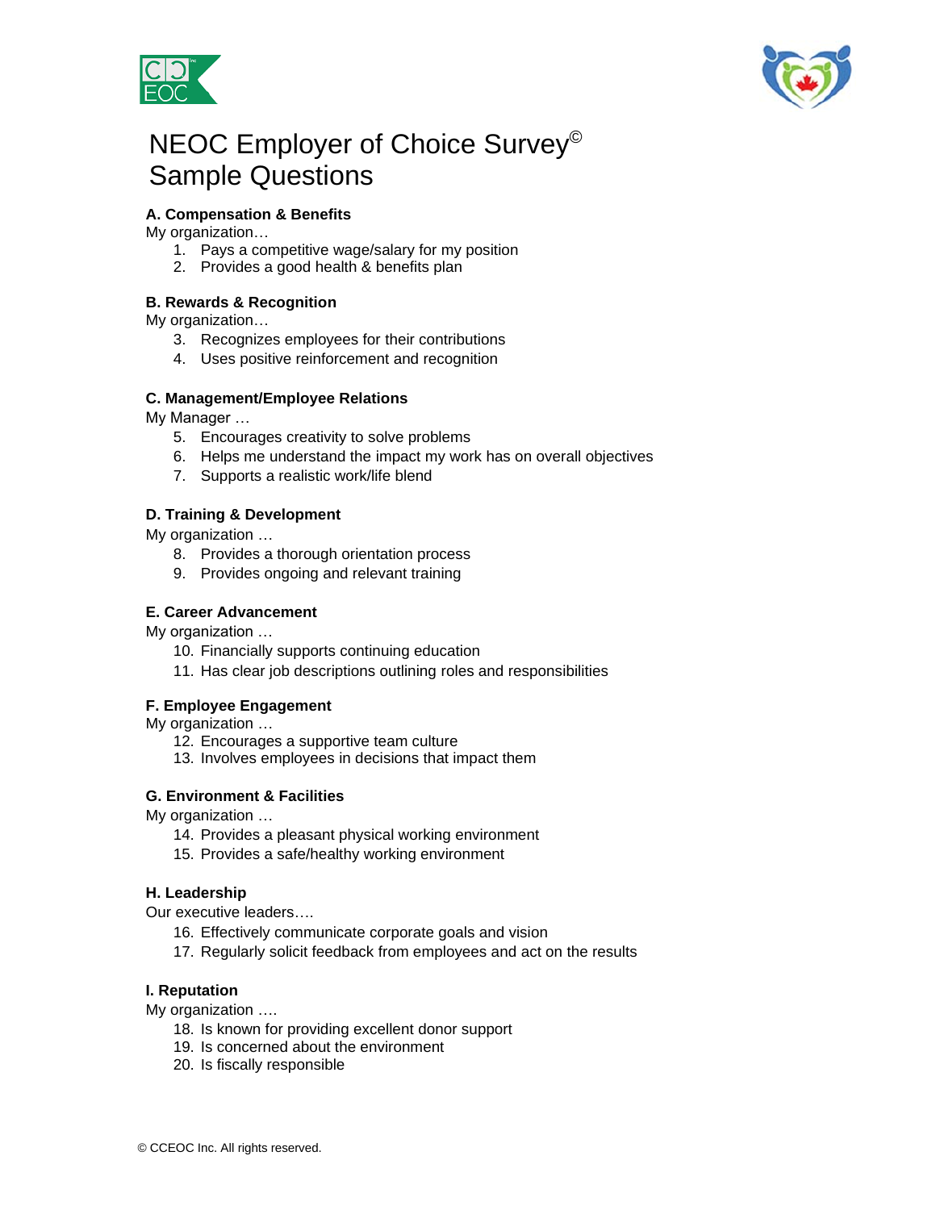# NEOC Employer of Choice Survey©
# Sample Questions

**A. Compensation & Benefits**

My organization…

1. Pays a competitive wage/salary for my position
2. Provides a good health & benefits plan

**B. Rewards & Recognition**

My organization…

3. Recognizes employees for their contributions
4. Uses positive reinforcement and recognition

**C. Management/Employee Relations**

My Manager …

5. Encourages creativity to solve problems
6. Helps me understand the impact my work has on overall objectives
7. Supports a realistic work/life blend

**D. Training & Development**

My organization …

8. Provides a thorough orientation process
9. Provides ongoing and relevant training

**E. Career Advancement**

My organization …

10. Financially supports continuing education
11. Has clear job descriptions outlining roles and responsibilities

**F. Employee Engagement**

My organization …

12. Encourages a supportive team culture
13. Involves employees in decisions that impact them

**G. Environment & Facilities**

My organization …

14. Provides a pleasant physical working environment
15. Provides a safe/healthy working environment

**H. Leadership**

Our executive leaders….

16. Effectively communicate corporate goals and vision
17. Regularly solicit feedback from employees and act on the results

**I. Reputation**

My organization ….

18. Is known for providing excellent donor support
19. Is concerned about the environment
20. Is fiscally responsible

© CCEOC Inc. All rights reserved.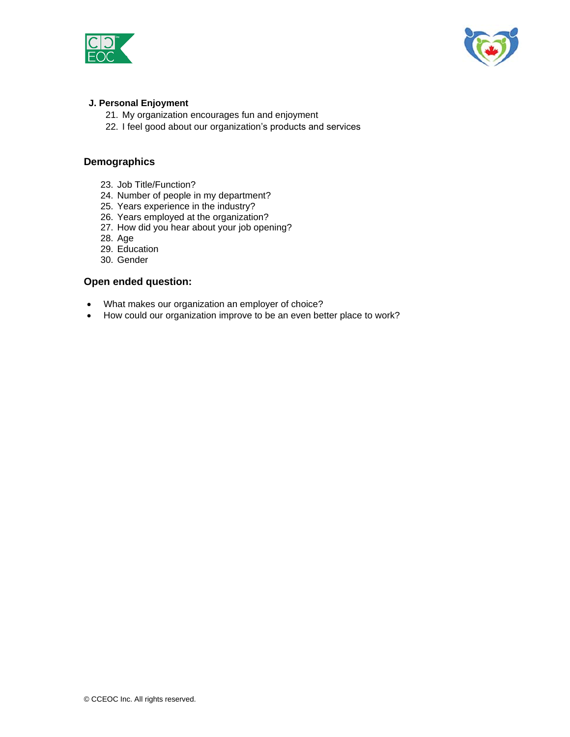**J. Personal Enjoyment**

21. My organization encourages fun and enjoyment
22. I feel good about our organization's products and services

## Demographics

23. Job Title/Function?
24. Number of people in my department?
25. Years experience in the industry?
26. Years employed at the organization?
27. How did you hear about your job opening?
28. Age
29. Education
30. Gender

## Open ended question:

- What makes our organization an employer of choice?
- How could our organization improve to be an even better place to work?

© CCEOC Inc. All rights reserved.